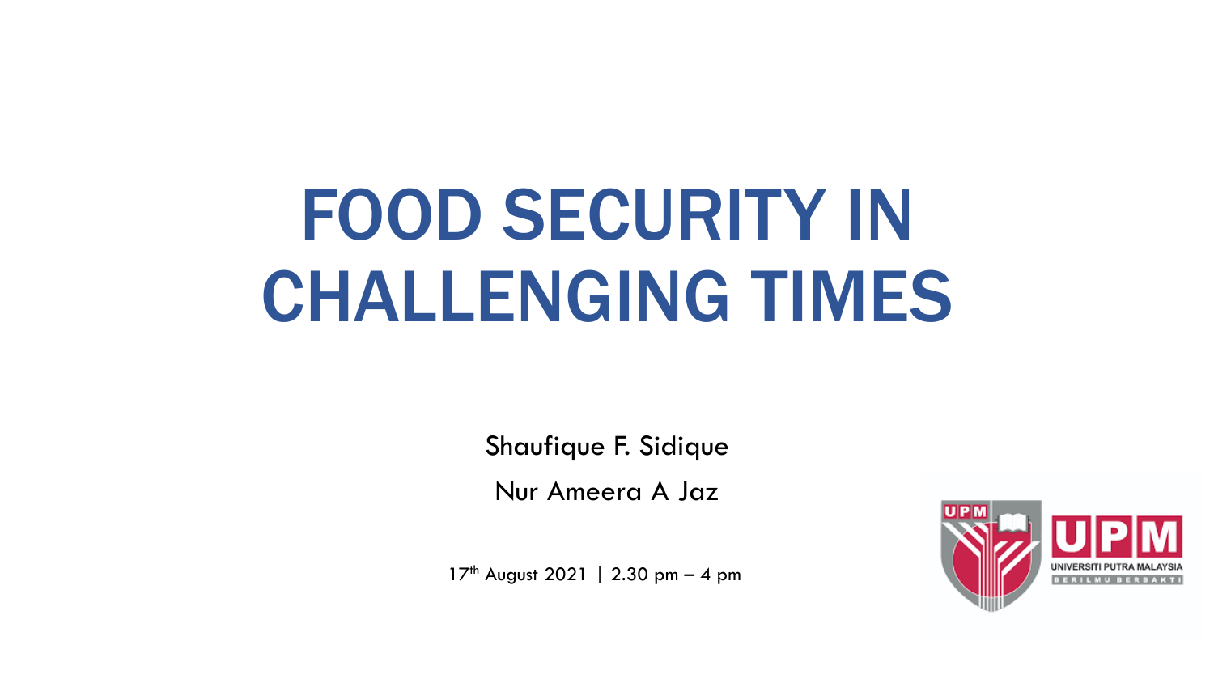# FOOD SECURITY IN CHALLENGING TIMES

Shaufique F. Sidique

Nur Ameera A Jaz

17th August 2021 | 2.30 pm – 4 pm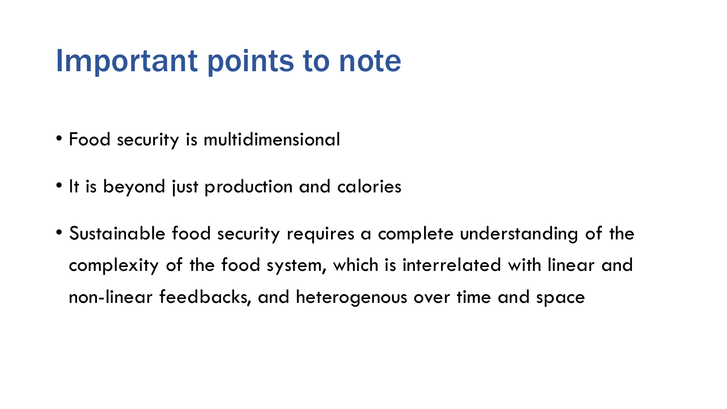# Important points to note

- Food security is multidimensional
- It is beyond just production and calories
- Sustainable food security requires a complete understanding of the complexity of the food system, which is interrelated with linear and non-linear feedbacks, and heterogenous over time and space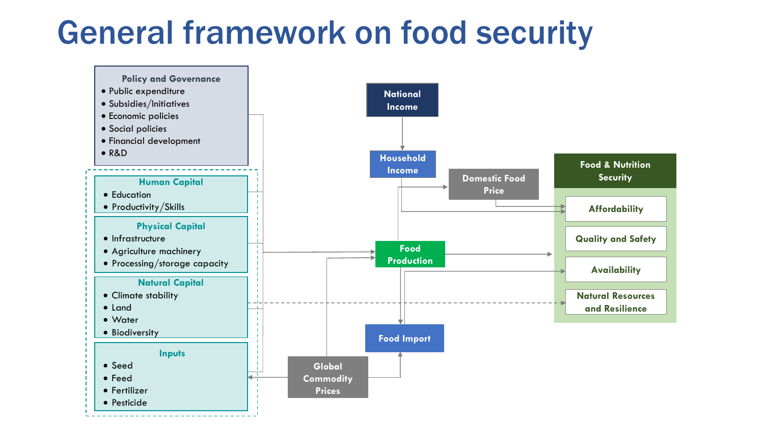# General framework on food security

**Policy and Governance**
- Public expenditure
- Subsidies/Initiatives
- Economic policies
- Social policies
- Financial development
- R&D

**Human Capital**
- Education
- Productivity/Skills

**Physical Capital**
- Infrastructure
- Agriculture machinery
- Processing/storage capacity

**Natural Capital**
- Climate stability
- Land
- Water
- Biodiversity

**Inputs**
- Seed
- Feed
- Fertilizer
- Pesticide

**National Income**

**Household Income**

**Domestic Food Price**

**Food Production**

**Food Import**

**Global Commodity Prices**

**Food & Nutrition Security**
- Affordability
- Quality and Safety
- Availability
- Natural Resources and Resilience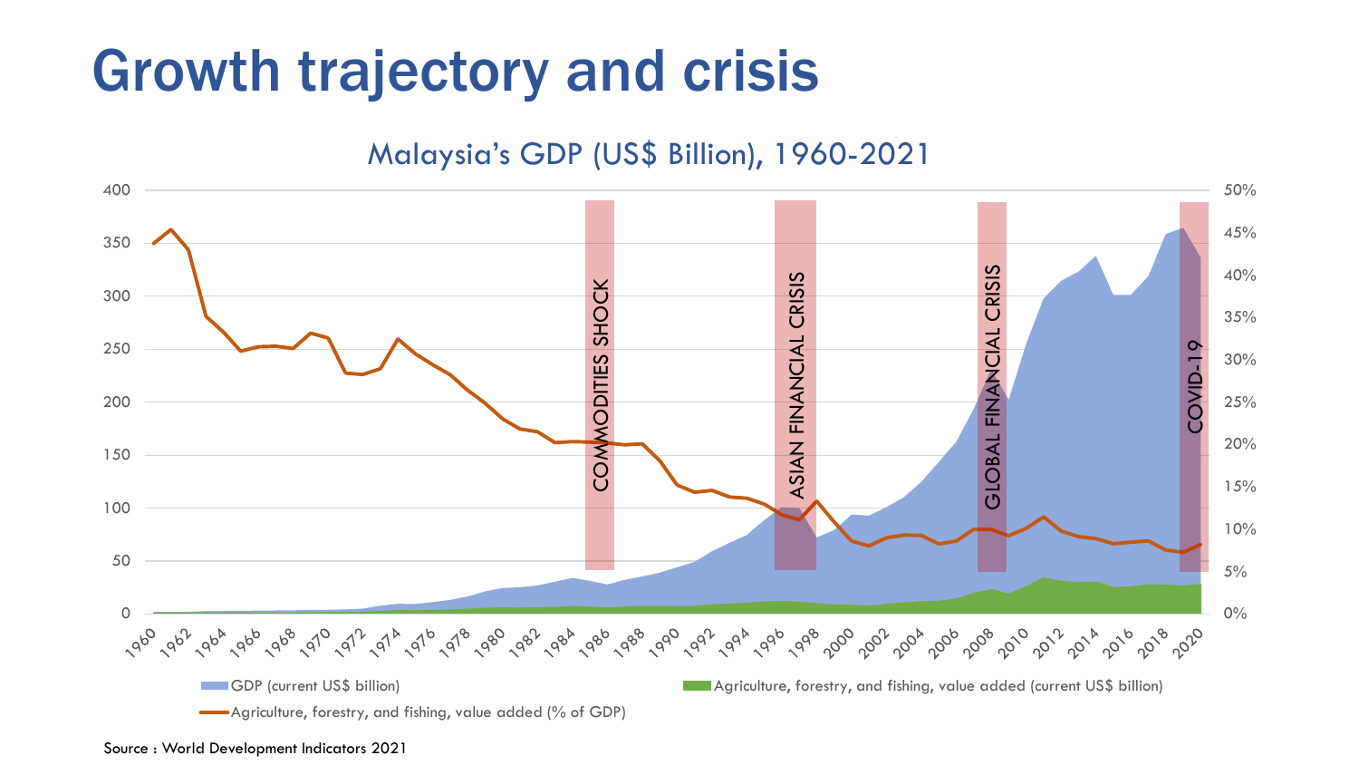# Growth trajectory and crisis

Malaysia's GDP (US$ Billion), 1960-2021

COMMODITIES SHOCK

ASIAN FINANCIAL CRISIS

GLOBAL FINANCIAL CRISIS

COVID-19

GDP (current US$ billion)

Agriculture, forestry, and fishing, value added (current US$ billion)

Agriculture, forestry, and fishing, value added (% of GDP)

Source : World Development Indicators 2021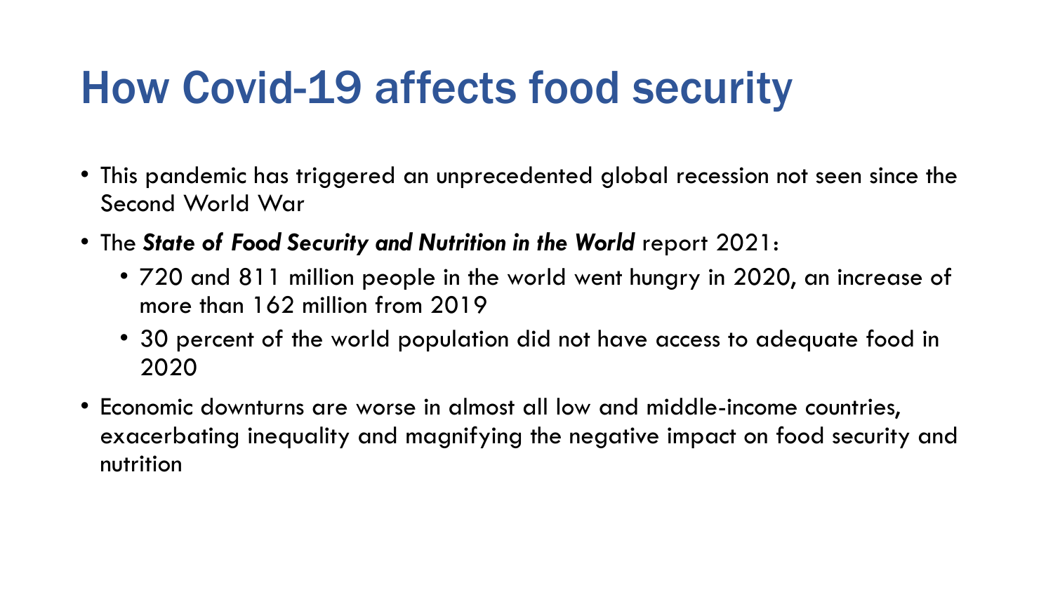# How Covid-19 affects food security

- This pandemic has triggered an unprecedented global recession not seen since the Second World War
- The ***State of Food Security and Nutrition in the World*** report 2021:
  - 720 and 811 million people in the world went hungry in 2020, an increase of more than 162 million from 2019
  - 30 percent of the world population did not have access to adequate food in 2020
- Economic downturns are worse in almost all low and middle-income countries, exacerbating inequality and magnifying the negative impact on food security and nutrition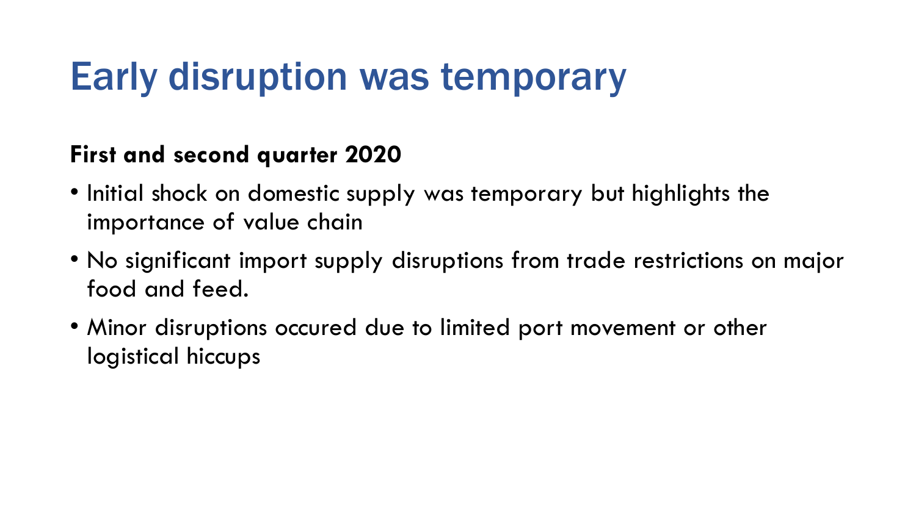# Early disruption was temporary

**First and second quarter 2020**

- Initial shock on domestic supply was temporary but highlights the importance of value chain
- No significant import supply disruptions from trade restrictions on major food and feed.
- Minor disruptions occured due to limited port movement or other logistical hiccups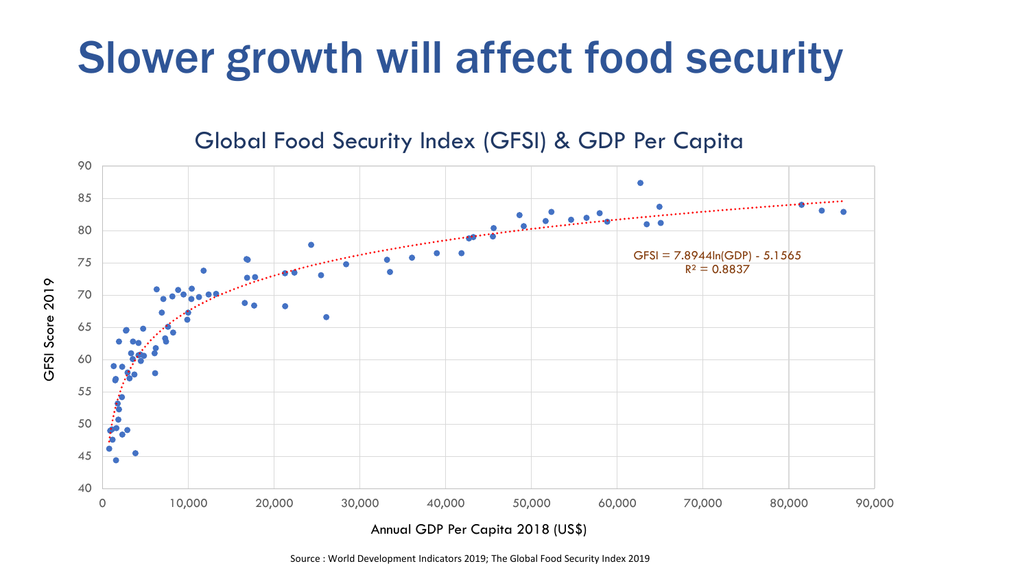# Slower growth will affect food security

Global Food Security Index (GFSI) & GDP Per Capita

GFSI Score 2019

Annual GDP Per Capita 2018 (US$)

$GFSI = 7.8944\ln(GDP) - 5.1565$

$R^2 = 0.8837$

Source : World Development Indicators 2019; The Global Food Security Index 2019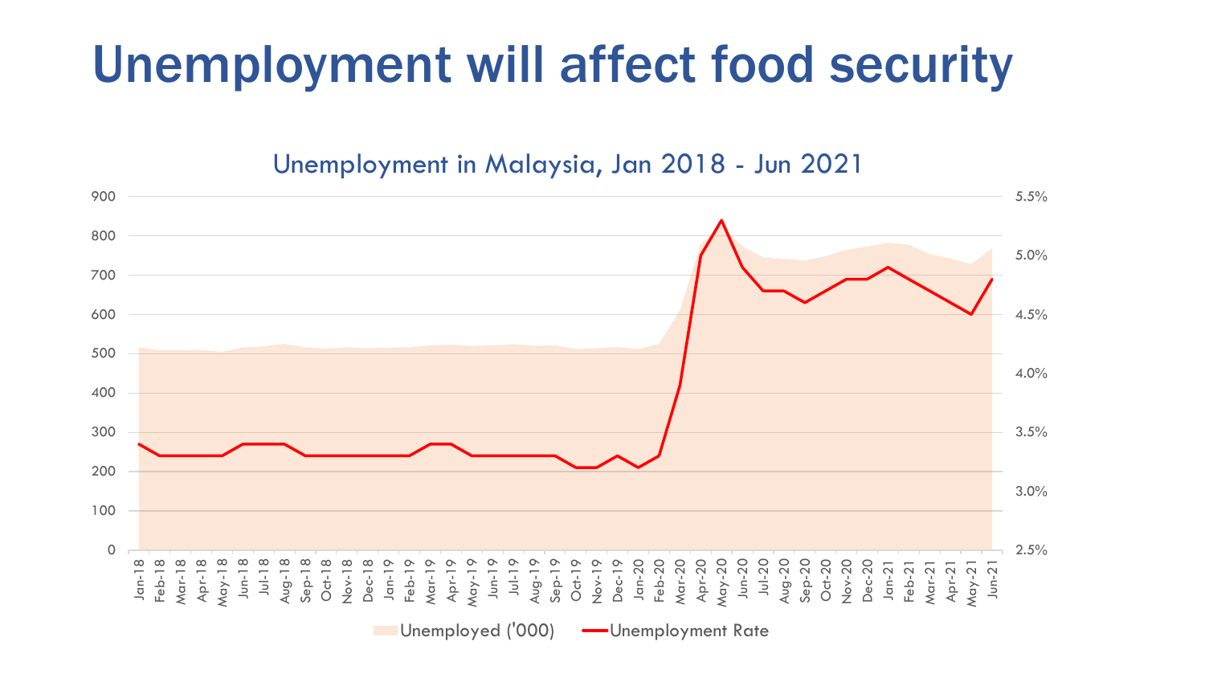# Unemployment will affect food security

Unemployment in Malaysia, Jan 2018 - Jun 2021

Unemployed ('000) — Unemployment Rate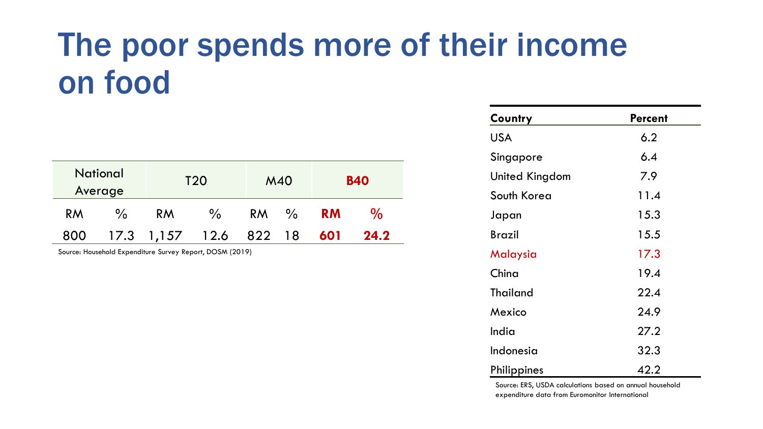# The poor spends more of their income on food

| National Average | | T20 | | M40 | | **B40** | |
|---|---|---|---|---|---|---|---|
| RM | % | RM | % | RM | % | **RM** | **%** |
| 800 | 17.3 | 1,157 | 12.6 | 822 | 18 | **601** | **24.2** |

Source: Household Expenditure Survey Report, DOSM (2019)

| Country | Percent |
|---|---|
| USA | 6.2 |
| Singapore | 6.4 |
| United Kingdom | 7.9 |
| South Korea | 11.4 |
| Japan | 15.3 |
| Brazil | 15.5 |
| Malaysia | 17.3 |
| China | 19.4 |
| Thailand | 22.4 |
| Mexico | 24.9 |
| India | 27.2 |
| Indonesia | 32.3 |
| Philippines | 42.2 |

Source: ERS, USDA calculations based on annual household expenditure data from Euromonitor International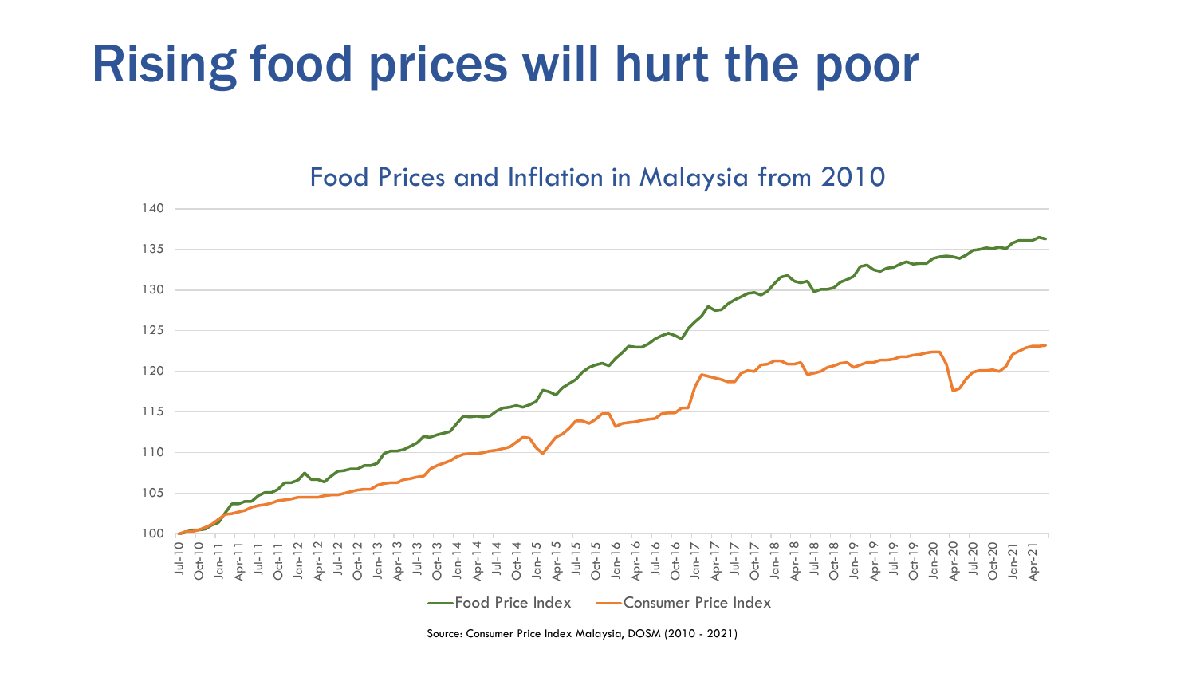# Rising food prices will hurt the poor

Food Prices and Inflation in Malaysia from 2010

Source: Consumer Price Index Malaysia, DOSM (2010 - 2021)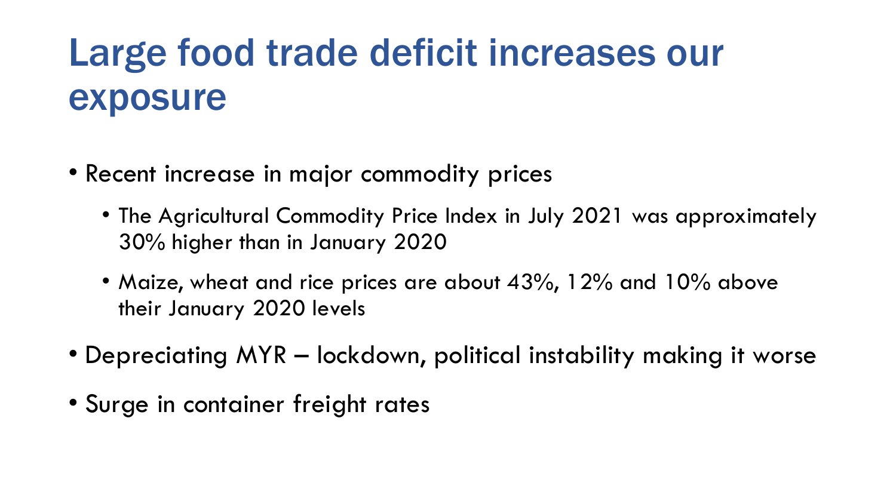# Large food trade deficit increases our exposure

- Recent increase in major commodity prices
  - The Agricultural Commodity Price Index in July 2021 was approximately 30% higher than in January 2020
  - Maize, wheat and rice prices are about 43%, 12% and 10% above their January 2020 levels
- Depreciating MYR – lockdown, political instability making it worse
- Surge in container freight rates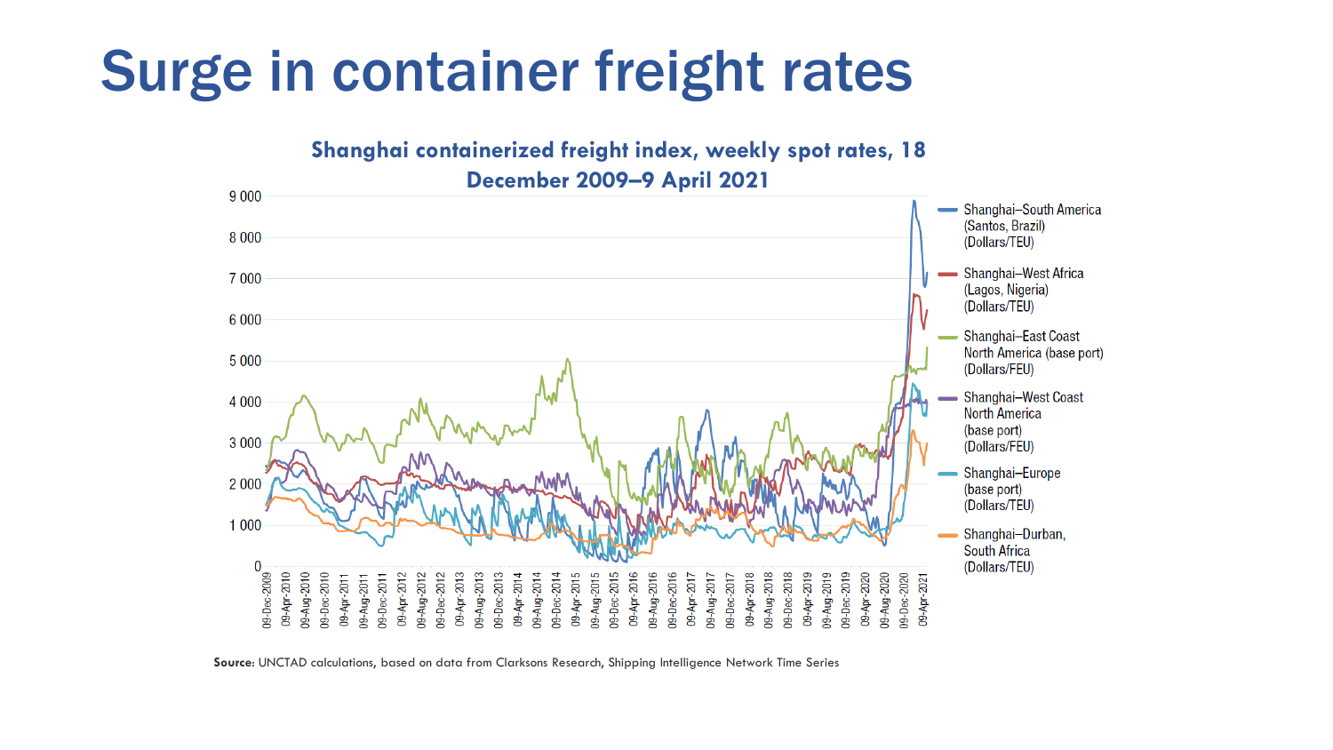# Surge in container freight rates

**Shanghai containerized freight index, weekly spot rates, 18 December 2009–9 April 2021**

**Source:** UNCTAD calculations, based on data from Clarksons Research, Shipping Intelligence Network Time Series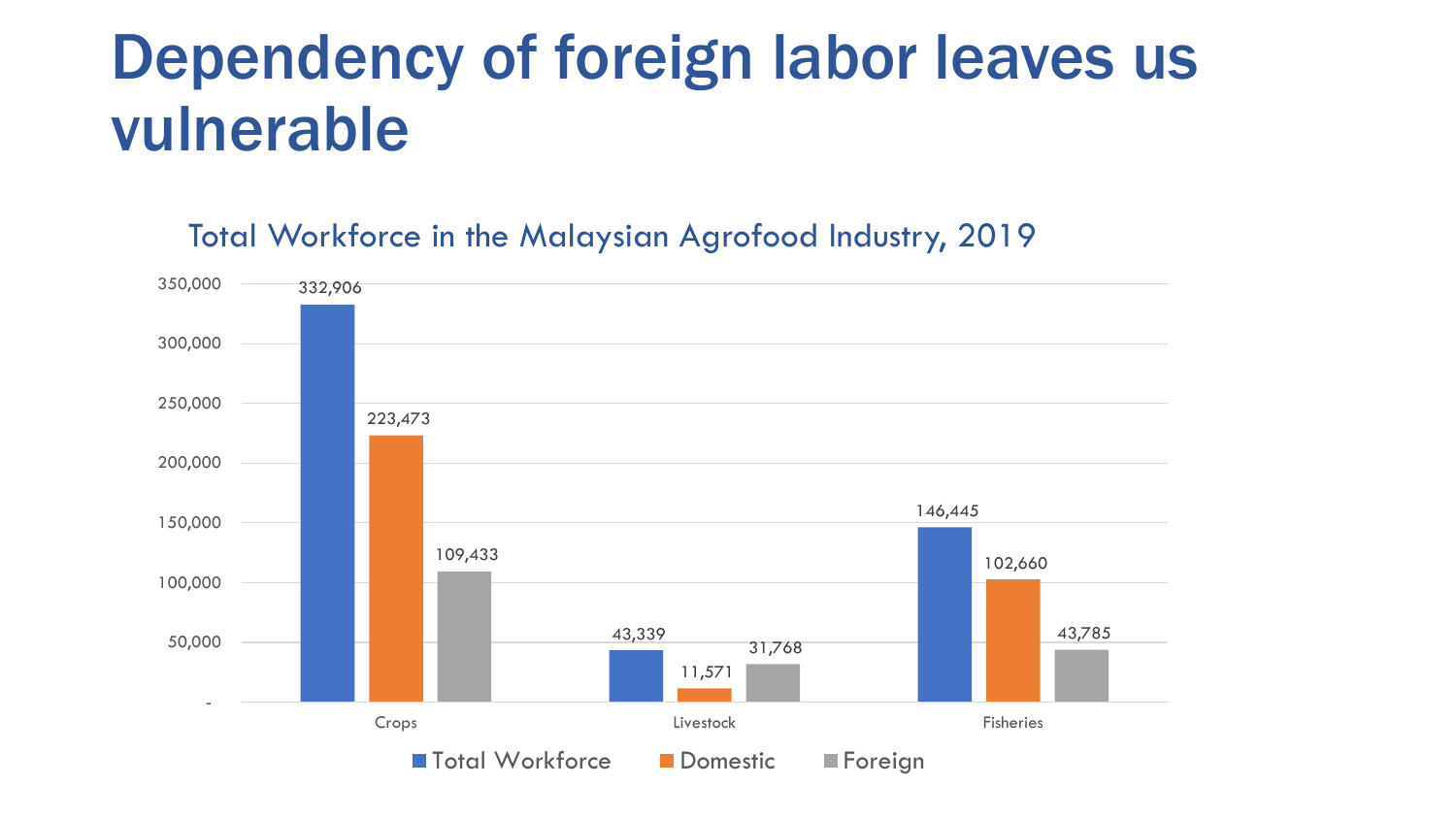# Dependency of foreign labor leaves us vulnerable

Total Workforce in the Malaysian Agrofood Industry, 2019

| | Total Workforce | Domestic | Foreign |
|---|---|---|---|
| Crops | 332,906 | 223,473 | 109,433 |
| Livestock | 43,339 | 11,571 | 31,768 |
| Fisheries | 146,445 | 102,660 | 43,785 |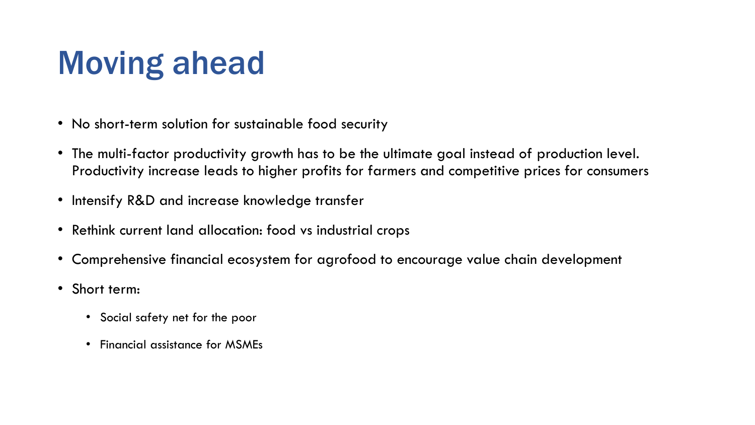# Moving ahead

- No short-term solution for sustainable food security
- The multi-factor productivity growth has to be the ultimate goal instead of production level. Productivity increase leads to higher profits for farmers and competitive prices for consumers
- Intensify R&D and increase knowledge transfer
- Rethink current land allocation: food vs industrial crops
- Comprehensive financial ecosystem for agrofood to encourage value chain development
- Short term:
  - Social safety net for the poor
  - Financial assistance for MSMEs